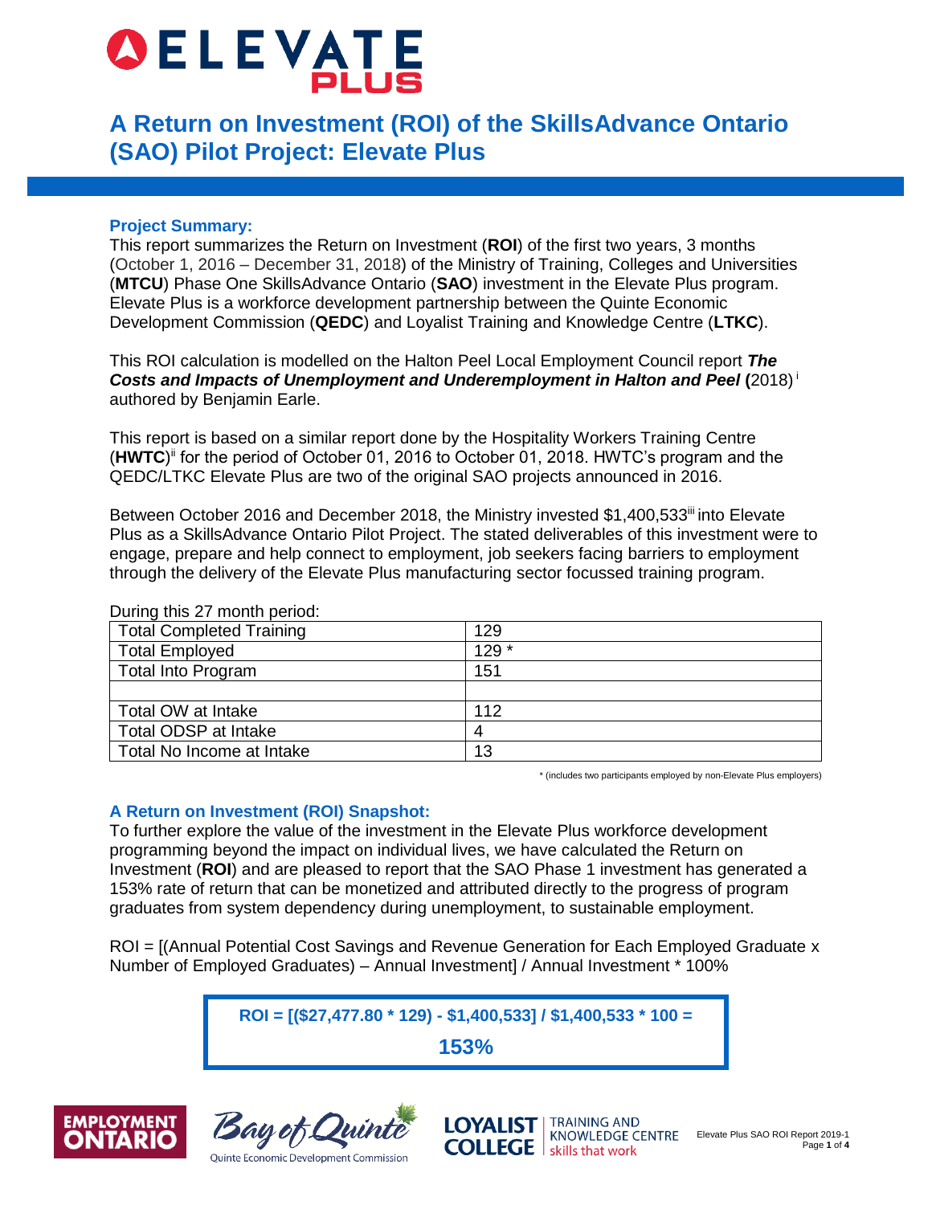# ELEVATE PLUS

# A Return on Investment (ROI) of the SkillsAdvance Ontario (SAO) Pilot Project: Elevate Plus

## Project Summary:

This report summarizes the Return on Investment (**ROI**) of the first two years, 3 months (October 1, 2016 – December 31, 2018) of the Ministry of Training, Colleges and Universities (**MTCU**) Phase One SkillsAdvance Ontario (**SAO**) investment in the Elevate Plus program. Elevate Plus is a workforce development partnership between the Quinte Economic Development Commission (**QEDC**) and Loyalist Training and Knowledge Centre (**LTKC**).

This ROI calculation is modelled on the Halton Peel Local Employment Council report ***The Costs and Impacts of Unemployment and Underemployment in Halton and Peel*** **(**2018)[i] authored by Benjamin Earle.

This report is based on a similar report done by the Hospitality Workers Training Centre (**HWTC**)[ii] for the period of October 01, 2016 to October 01, 2018. HWTC's program and the QEDC/LTKC Elevate Plus are two of the original SAO projects announced in 2016.

Between October 2016 and December 2018, the Ministry invested $1,400,533[iii] into Elevate Plus as a SkillsAdvance Ontario Pilot Project. The stated deliverables of this investment were to engage, prepare and help connect to employment, job seekers facing barriers to employment through the delivery of the Elevate Plus manufacturing sector focussed training program.

During this 27 month period:

| | |
|---|---|
| Total Completed Training | 129 |
| Total Employed | 129 * |
| Total Into Program | 151 |
| | |
| Total OW at Intake | 112 |
| Total ODSP at Intake | 4 |
| Total No Income at Intake | 13 |

\* (includes two participants employed by non-Elevate Plus employers)

## A Return on Investment (ROI) Snapshot:

To further explore the value of the investment in the Elevate Plus workforce development programming beyond the impact on individual lives, we have calculated the Return on Investment (**ROI**) and are pleased to report that the SAO Phase 1 investment has generated a 153% rate of return that can be monetized and attributed directly to the progress of program graduates from system dependency during unemployment, to sustainable employment.

ROI = [(Annual Potential Cost Savings and Revenue Generation for Each Employed Graduate x Number of Employed Graduates) – Annual Investment] / Annual Investment * 100%

**ROI = [($27,477.80 * 129) - $1,400,533] / $1,400,533 * 100 =**

**153%**

Employment Ontario | Bay of Quinte – Quinte Economic Development Commission | Loyalist College Training and Knowledge Centre – skills that work

Elevate Plus SAO ROI Report 2019-1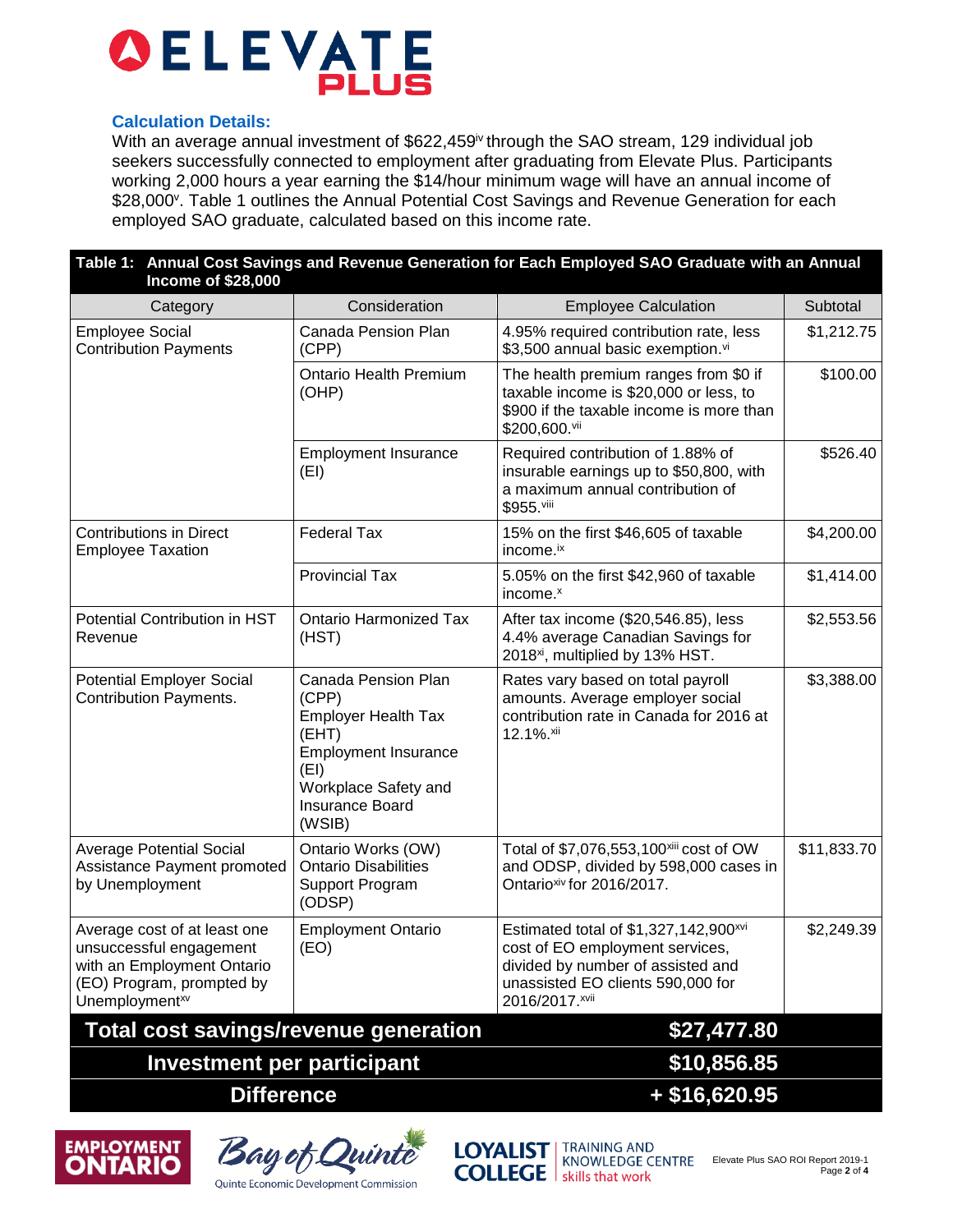### Calculation Details:

With an average annual investment of $622,459[iv] through the SAO stream, 129 individual job seekers successfully connected to employment after graduating from Elevate Plus. Participants working 2,000 hours a year earning the $14/hour minimum wage will have an annual income of $28,000[v]. Table 1 outlines the Annual Potential Cost Savings and Revenue Generation for each employed SAO graduate, calculated based on this income rate.

**Table 1: Annual Cost Savings and Revenue Generation for Each Employed SAO Graduate with an Annual Income of $28,000**

| Category | Consideration | Employee Calculation | Subtotal |
|---|---|---|---|
| Employee Social Contribution Payments | Canada Pension Plan (CPP) | 4.95% required contribution rate, less $3,500 annual basic exemption.[vi] | $1,212.75 |
| | Ontario Health Premium (OHP) | The health premium ranges from $0 if taxable income is $20,000 or less, to $900 if the taxable income is more than $200,600.[vii] | $100.00 |
| | Employment Insurance (EI) | Required contribution of 1.88% of insurable earnings up to $50,800, with a maximum annual contribution of $955.[viii] | $526.40 |
| Contributions in Direct Employee Taxation | Federal Tax | 15% on the first $46,605 of taxable income.[ix] | $4,200.00 |
| | Provincial Tax | 5.05% on the first $42,960 of taxable income.[x] | $1,414.00 |
| Potential Contribution in HST Revenue | Ontario Harmonized Tax (HST) | After tax income ($20,546.85), less 4.4% average Canadian Savings for 2018[xi], multiplied by 13% HST. | $2,553.56 |
| Potential Employer Social Contribution Payments. | Canada Pension Plan (CPP) Employer Health Tax (EHT) Employment Insurance (EI) Workplace Safety and Insurance Board (WSIB) | Rates vary based on total payroll amounts. Average employer social contribution rate in Canada for 2016 at 12.1%.[xii] | $3,388.00 |
| Average Potential Social Assistance Payment promoted by Unemployment | Ontario Works (OW) Ontario Disabilities Support Program (ODSP) | Total of $7,076,553,100[xiii] cost of OW and ODSP, divided by 598,000 cases in Ontario[xiv] for 2016/2017. | $11,833.70 |
| Average cost of at least one unsuccessful engagement with an Employment Ontario (EO) Program, prompted by Unemployment[xv] | Employment Ontario (EO) | Estimated total of $1,327,142,900[xvi] cost of EO employment services, divided by number of assisted and unassisted EO clients 590,000 for 2016/2017.[xvii] | $2,249.39 |
| **Total cost savings/revenue generation** | | | **$27,477.80** |
| **Investment per participant** | | | **$10,856.85** |
| **Difference** | | | **+ $16,620.95** |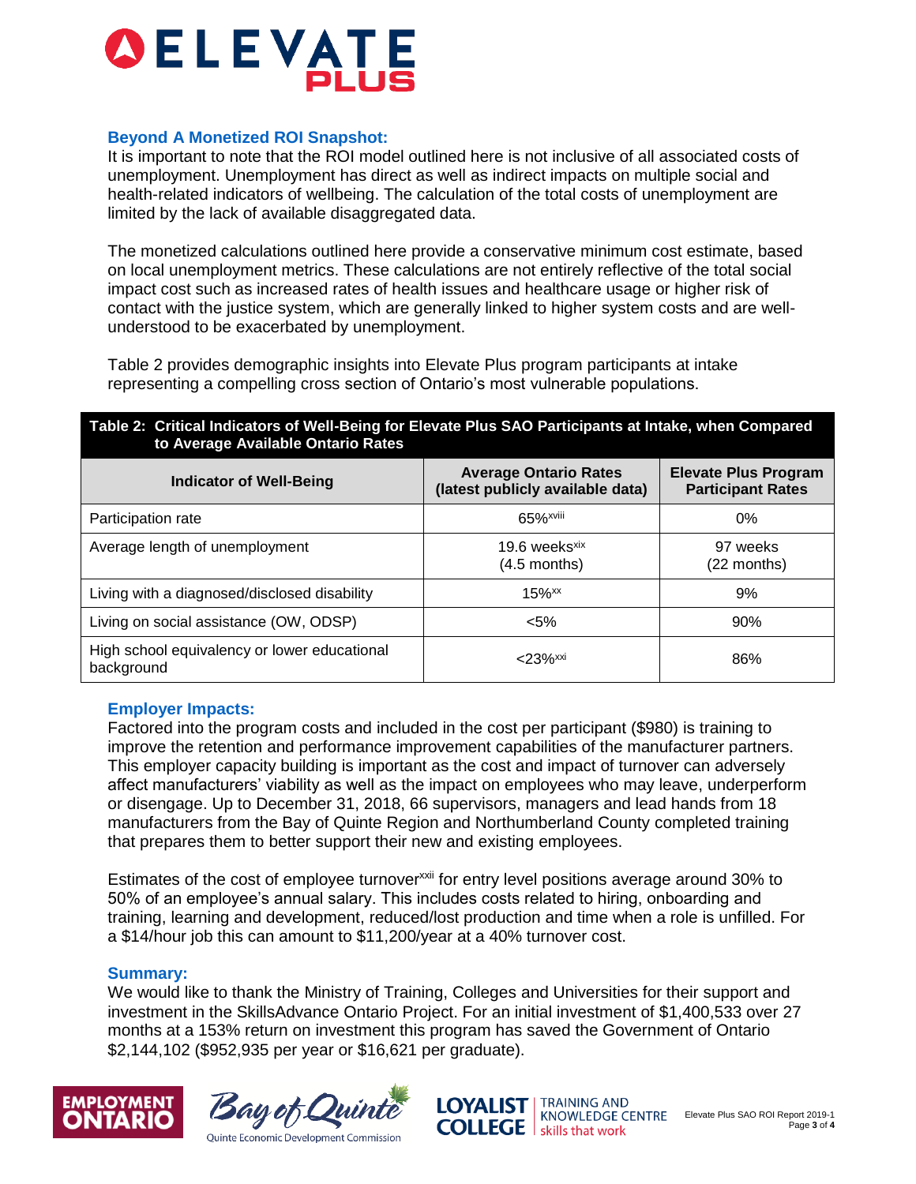### Beyond A Monetized ROI Snapshot:

It is important to note that the ROI model outlined here is not inclusive of all associated costs of unemployment. Unemployment has direct as well as indirect impacts on multiple social and health-related indicators of wellbeing. The calculation of the total costs of unemployment are limited by the lack of available disaggregated data.

The monetized calculations outlined here provide a conservative minimum cost estimate, based on local unemployment metrics. These calculations are not entirely reflective of the total social impact cost such as increased rates of health issues and healthcare usage or higher risk of contact with the justice system, which are generally linked to higher system costs and are well-understood to be exacerbated by unemployment.

Table 2 provides demographic insights into Elevate Plus program participants at intake representing a compelling cross section of Ontario's most vulnerable populations.

**Table 2: Critical Indicators of Well-Being for Elevate Plus SAO Participants at Intake, when Compared to Average Available Ontario Rates**

| Indicator of Well-Being | Average Ontario Rates (latest publicly available data) | Elevate Plus Program Participant Rates |
|---|---|---|
| Participation rate | 65%[xviii] | 0% |
| Average length of unemployment | 19.6 weeks[xix] (4.5 months) | 97 weeks (22 months) |
| Living with a diagnosed/disclosed disability | 15%[xx] | 9% |
| Living on social assistance (OW, ODSP) | <5% | 90% |
| High school equivalency or lower educational background | <23%[xxi] | 86% |

### Employer Impacts:

Factored into the program costs and included in the cost per participant ($980) is training to improve the retention and performance improvement capabilities of the manufacturer partners. This employer capacity building is important as the cost and impact of turnover can adversely affect manufacturers' viability as well as the impact on employees who may leave, underperform or disengage. Up to December 31, 2018, 66 supervisors, managers and lead hands from 18 manufacturers from the Bay of Quinte Region and Northumberland County completed training that prepares them to better support their new and existing employees.

Estimates of the cost of employee turnover[xxii] for entry level positions average around 30% to 50% of an employee's annual salary. This includes costs related to hiring, onboarding and training, learning and development, reduced/lost production and time when a role is unfilled. For a $14/hour job this can amount to $11,200/year at a 40% turnover cost.

### Summary:

We would like to thank the Ministry of Training, Colleges and Universities for their support and investment in the SkillsAdvance Ontario Project. For an initial investment of $1,400,533 over 27 months at a 153% return on investment this program has saved the Government of Ontario $2,144,102 ($952,935 per year or $16,621 per graduate).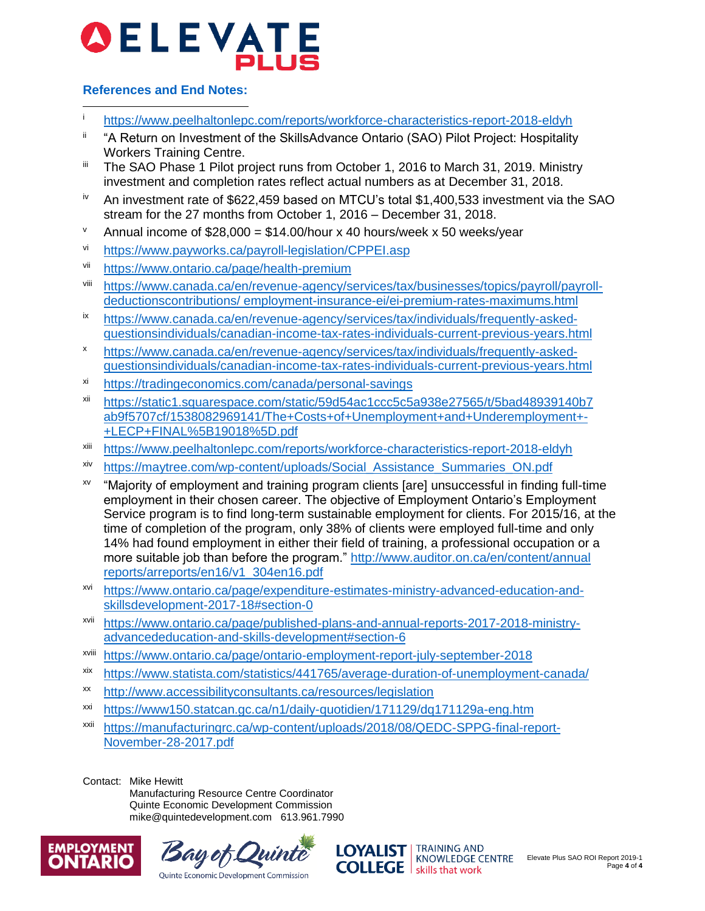## References and End Notes:

- [i] https://www.peelhaltonlepc.com/reports/workforce-characteristics-report-2018-eldyh
- [ii] "A Return on Investment of the SkillsAdvance Ontario (SAO) Pilot Project: Hospitality Workers Training Centre.
- [iii] The SAO Phase 1 Pilot project runs from October 1, 2016 to March 31, 2019. Ministry investment and completion rates reflect actual numbers as at December 31, 2018.
- [iv] An investment rate of $622,459 based on MTCU's total $1,400,533 investment via the SAO stream for the 27 months from October 1, 2016 – December 31, 2018.
- [v] Annual income of $28,000 = $14.00/hour x 40 hours/week x 50 weeks/year
- [vi] https://www.payworks.ca/payroll-legislation/CPPEI.asp
- [vii] https://www.ontario.ca/page/health-premium
- [viii] https://www.canada.ca/en/revenue-agency/services/tax/businesses/topics/payroll/payroll-deductionscontributions/ employment-insurance-ei/ei-premium-rates-maximums.html
- [ix] https://www.canada.ca/en/revenue-agency/services/tax/individuals/frequently-asked-questionsindividuals/canadian-income-tax-rates-individuals-current-previous-years.html
- [x] https://www.canada.ca/en/revenue-agency/services/tax/individuals/frequently-asked-questionsindividuals/canadian-income-tax-rates-individuals-current-previous-years.html
- [xi] https://tradingeconomics.com/canada/personal-savings
- [xii] https://static1.squarespace.com/static/59d54ac1ccc5c5a938e27565/t/5bad48939140b7ab9f5707cf/1538082969141/The+Costs+of+Unemployment+and+Underemployment+-+LECP+FINAL%5B19018%5D.pdf
- [xiii] https://www.peelhaltonlepc.com/reports/workforce-characteristics-report-2018-eldyh
- [xiv] https://maytree.com/wp-content/uploads/Social_Assistance_Summaries_ON.pdf
- [xv] "Majority of employment and training program clients [are] unsuccessful in finding full-time employment in their chosen career. The objective of Employment Ontario's Employment Service program is to find long-term sustainable employment for clients. For 2015/16, at the time of completion of the program, only 38% of clients were employed full-time and only 14% had found employment in either their field of training, a professional occupation or a more suitable job than before the program." http://www.auditor.on.ca/en/content/annual reports/arreports/en16/v1_304en16.pdf
- [xvi] https://www.ontario.ca/page/expenditure-estimates-ministry-advanced-education-and-skillsdevelopment-2017-18#section-0
- [xvii] https://www.ontario.ca/page/published-plans-and-annual-reports-2017-2018-ministry-advancededucation-and-skills-development#section-6
- [xviii] https://www.ontario.ca/page/ontario-employment-report-july-september-2018
- [xix] https://www.statista.com/statistics/441765/average-duration-of-unemployment-canada/
- [xx] http://www.accessibilityconsultants.ca/resources/legislation
- [xxi] https://www150.statcan.gc.ca/n1/daily-quotidien/171129/dq171129a-eng.htm
- [xxii] https://manufacturingrc.ca/wp-content/uploads/2018/08/QEDC-SPPG-final-report-November-28-2017.pdf

Contact: Mike Hewitt
Manufacturing Resource Centre Coordinator
Quinte Economic Development Commission
mike@quintedevelopment.com 613.961.7990